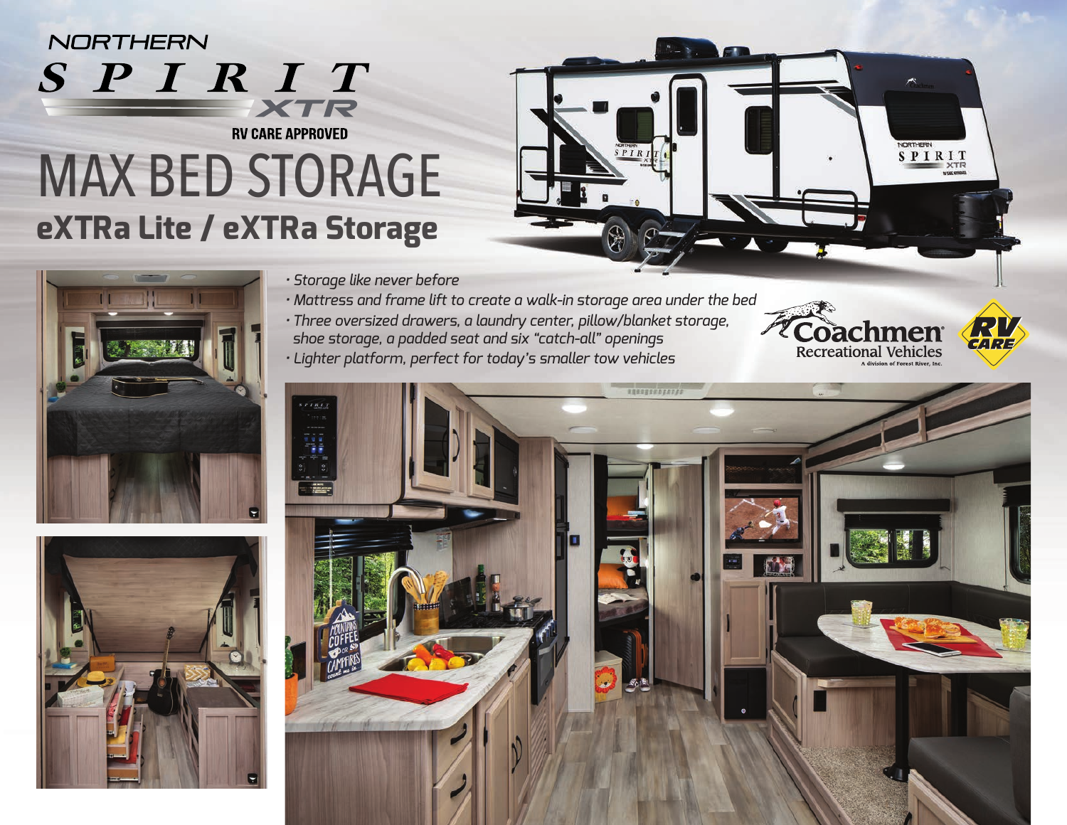NORTHERN SPIRIT XTR

RV CARE APPROVED

# MAX BED STORAGE

## eXTRa Lite / eXTRa Storage

- *Storage like never before*
- *Mattress and frame lift to create a walk-in storage area under the bed*
- *Three oversized drawers, a laundry center, pillow/blanket storage, shoe storage, a padded seat and six "catch-all" openings*
- *Lighter platform, perfect for today's smaller tow vehicles*

Coachmen Recreational Vehicles
A division of Forest River, Inc.

RV CARE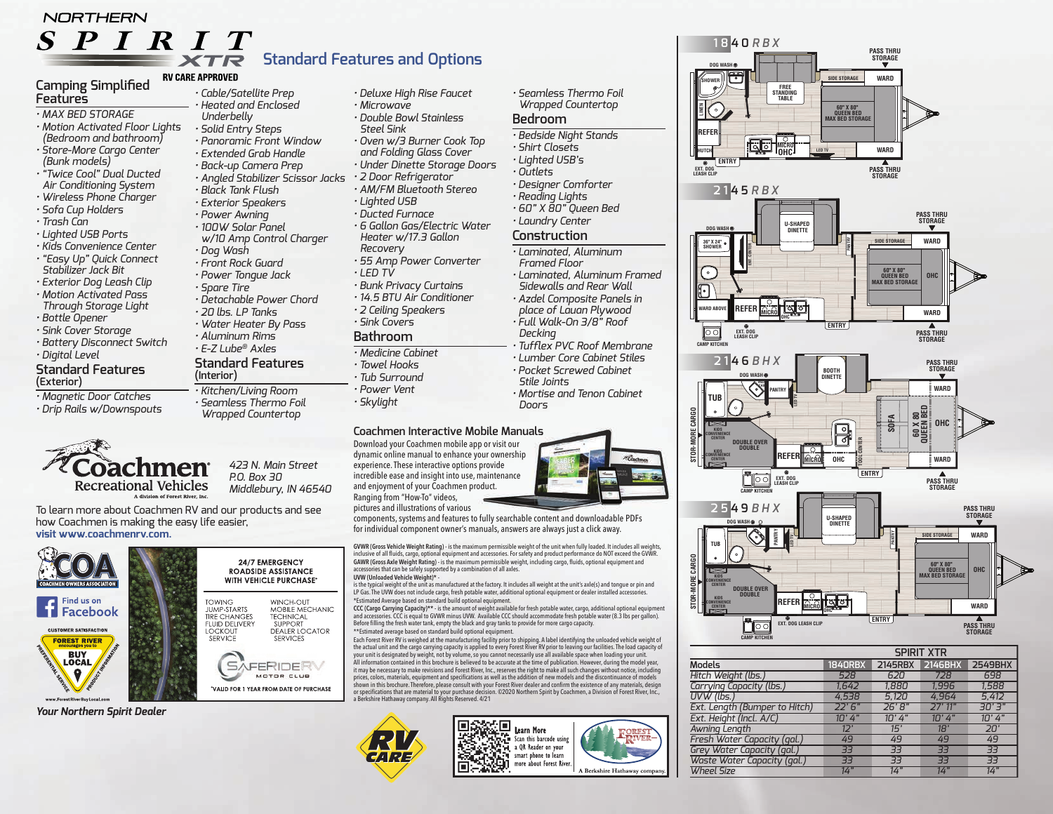# NORTHERN SPIRIT XTR

## Standard Features and Options

RV CARE APPROVED

## Camping Simplified Features

- MAX BED STORAGE
- Motion Activated Floor Lights (Bedroom and bathroom)
- Store-More Cargo Center (Bunk models)
- "Twice Cool" Dual Ducted Air Conditioning System
- Wireless Phone Charger
- Sofa Cup Holders
- Trash Can
- Lighted USB Ports
- Kids Convenience Center
- "Easy Up" Quick Connect Stabilizer Jack Bit
- Exterior Dog Leash Clip
- Motion Activated Pass Through Storage Light
- Bottle Opener
- Sink Cover Storage
- Battery Disconnect Switch
- Digital Level

## Standard Features (Exterior)

- Magnetic Door Catches
- Drip Rails w/Downspouts
- Cable/Satellite Prep
- Heated and Enclosed Underbelly
- Solid Entry Steps
- Panoramic Front Window
- Extended Grab Handle
- Back-up Camera Prep
- Angled Stabilizer Scissor Jacks
- Black Tank Flush
- Exterior Speakers
- Power Awning
- 100W Solar Panel w/10 Amp Control Charger
- Dog Wash
- Front Rock Guard
- Power Tongue Jack
- Spare Tire
- Detachable Power Chord
- 20 lbs. LP Tanks
- Water Heater By Pass
- Aluminum Rims
- E-Z Lube® Axles

## Standard Features (Interior)

- Kitchen/Living Room
- Seamless Thermo Foil Wrapped Countertop
- Deluxe High Rise Faucet
- Microwave
- Double Bowl Stainless Steel Sink
- Oven w/3 Burner Cook Top and Folding Glass Cover
- Under Dinette Storage Doors
- 2 Door Refrigerator
- AM/FM Bluetooth Stereo
- Lighted USB
- Ducted Furnace
- 6 Gallon Gas/Electric Water Heater w/17.3 Gallon Recovery
- 55 Amp Power Converter
- LED TV
- Bunk Privacy Curtains
- 14.5 BTU Air Conditioner
- 2 Ceiling Speakers
- Sink Covers

## Bathroom

- Medicine Cabinet
- Towel Hooks
- Tub Surround
- Power Vent
- Skylight

- Seamless Thermo Foil Wrapped Countertop

## Bedroom

- Bedside Night Stands
- Shirt Closets
- Lighted USB's
- Outlets
- Designer Comforter
- Reading Lights
- 60" X 80" Queen Bed
- Laundry Center

## Construction

- Laminated, Aluminum Framed Floor
- Laminated, Aluminum Framed Sidewalls and Rear Wall
- Azdel Composite Panels in place of Lauan Plywood
- Full Walk-On 3/8" Roof Decking
- Tufflex PVC Roof Membrane
- Lumber Core Cabinet Stiles
- Pocket Screwed Cabinet Stile Joints
- Mortise and Tenon Cabinet Doors

## Coachmen Interactive Mobile Manuals

Download your Coachmen mobile app or visit our dynamic online manual to enhance your ownership experience. These interactive options provide incredible ease and insight into use, maintenance and enjoyment of your Coachmen product. Ranging from "How-To" videos, pictures and illustrations of various components, systems and features to fully searchable content and downloadable PDFs for individual component owner's manuals, answers are always just a click away.

Coachmen Recreational Vehicles
A division of Forest River, Inc.

423 N. Main Street
P.O. Box 30
Middlebury, IN 46540

To learn more about Coachmen RV and our products and see how Coachmen is making the easy life easier, **visit www.coachmenrv.com.**

COA COACHMEN OWNERS ASSOCIATION

Find us on Facebook

CUSTOMER SATISFACTION — FOREST RIVER encourages you to BUY LOCAL — PREFERENTIAL SERVICE — PRODUCT INFORMATION
www.ForestRiverBuyLocal.com

24/7 EMERGENCY ROADSIDE ASSISTANCE WITH VEHICLE PURCHASE*

TOWING, JUMP-STARTS, TIRE CHANGES, FLUID DELIVERY, LOCKOUT SERVICE, WINCH-OUT, MOBILE MECHANIC, TECHNICAL SUPPORT, DEALER LOCATOR SERVICES

SAFERIDE RV MOTOR CLUB

*VALID FOR 1 YEAR FROM DATE OF PURCHASE

*Your Northern Spirit Dealer*

**GVWR (Gross Vehicle Weight Rating)** - is the maximum permissible weight of the unit when fully loaded. It includes all weights, inclusive of all fluids, cargo, optional equipment and accessories. For safety and product performance do NOT exceed the GVWR.
**GAWR (Gross Axle Weight Rating)** - is the maximum permissible weight, including cargo, fluids, optional equipment and accessories that can be safely supported by a combination of all axles.
**UVW (Unloaded Vehicle Weight)*** - is the typical weight of the unit as manufactured at the factory. It includes all weight at the unit's axle(s) and tongue or pin and LP Gas. The UVW does not include cargo, fresh potable water, additional optional equipment or dealer installed accessories.
*Estimated Average based on standard build optional equipment.
**CCC (Cargo Carrying Capacity)**** - is the amount of weight available for fresh potable water, cargo, additional optional equipment and accessories. CCC is equal to GVWR minus UVW. Available CCC should accommodate fresh potable water (8.3 lbs per gallon). Before filling the fresh water tank, empty the black and gray tanks to provide for more cargo capacity.
**Estimated average based on standard build optional equipment.
Each Forest River RV is weighed at the manufacturing facility prior to shipping. A label identifying the unloaded vehicle weight of the actual unit and the cargo carrying capacity is applied to every Forest River RV prior to leaving our facilities. The load capacity of your unit is designated by weight, not by volume, so you cannot necessarily use all available space when loading your unit.
All information contained in this brochure is believed to be accurate at the time of publication. However, during the model year, it may be necessary to make revisions and Forest River, Inc., reserves the right to make all such changes without notice, including prices, colors, materials, equipment and specifications as well as the addition of new models and the discontinuance of models shown in this brochure. Therefore, please consult with your Forest River dealer and confirm the existence of any materials, design or specifications that are material to your purchase decision. ©2020 Northern Spirit by Coachmen, a Division of Forest River, Inc., a Berkshire Hathaway company. All Rights Reserved. 4/21

RV CARE

Learn More
Scan this barcode using a QR Reader on your smart phone to learn more about Forest River.

FOREST RIVER — A Berkshire Hathaway company.

## 1840RBX

DOG WASH, SHOWER, FREE STANDING TABLE, PASS THRU STORAGE, SIDE STORAGE, WARD, 60" X 80" QUEEN BED MAX BED STORAGE, LINEN, REFER, HUTCH, MICRO, OHC, LED TV, WARD, ENTRY, EXT. DOG LEASH CLIP, PASS THRU STORAGE

## 2145RBX

DOG WASH, 36" X 24" SHOWER, U-SHAPED DINETTE, PANTRY, PASS THRU STORAGE, SIDE STORAGE, WARD, 60" X 80" QUEEN BED MAX BED STORAGE, OHC, WARD ABOVE, REFER, MICRO, OHC, WARD, ENTRY, EXT. DOG LEASH CLIP, CAMP KITCHEN, PASS THRU STORAGE

## 2146BHX

DOG WASH, BOOTH DINETTE, PASS THRU STORAGE, TUB, PANTRY, LED TV, WARD, STOR-MORE CARGO, KIDS CONVENIENCE CENTER, DOUBLE OVER DOUBLE, KIDS CONVENIENCE CENTER, SOFA, 60 X 80 QUEEN BED, OHC, REFER, MICRO, OHC, TOOL CENTER, WARD, ENTRY, EXT. DOG LEASH CLIP, CAMP KITCHEN, PASS THRU STORAGE

## 2549BHX

DOG WASH, U-SHAPED DINETTE, PASS THRU STORAGE, TUB, PANTRY, LED TV, PANTRY, SIDE STORAGE, WARD, STOR-MORE CARGO, KIDS CONVENIENCE CENTER, DOUBLE OVER DOUBLE, KIDS CONVENIENCE CENTER, 60" X 80" QUEEN BED MAX BED STORAGE, OHC, REFER, MICRO, OHC, WARD, ENTRY, EXT. DOG LEASH CLIP, CAMP KITCHEN, PASS THRU STORAGE

| | SPIRIT XTR | | | |
|---|---|---|---|---|
| Models | 1840RBX | 2145RBX | 2146BHX | 2549BHX |
| Hitch Weight (lbs.) | 528 | 620 | 728 | 698 |
| Carrying Capacity (lbs.) | 1,642 | 1,880 | 1,996 | 1,588 |
| UVW (lbs.) | 4,538 | 5,120 | 4,964 | 5,412 |
| Ext. Length (Bumper to Hitch) | 22' 6" | 26' 8" | 27' 11" | 30' 3" |
| Ext. Height (Incl. A/C) | 10' 4" | 10' 4" | 10' 4" | 10' 4" |
| Awning Length | 12' | 15' | 18' | 20' |
| Fresh Water Capacity (gal.) | 49 | 49 | 49 | 49 |
| Grey Water Capacity (gal.) | 33 | 33 | 33 | 33 |
| Waste Water Capacity (gal.) | 33 | 33 | 33 | 33 |
| Wheel Size | 14" | 14" | 14" | 14" |